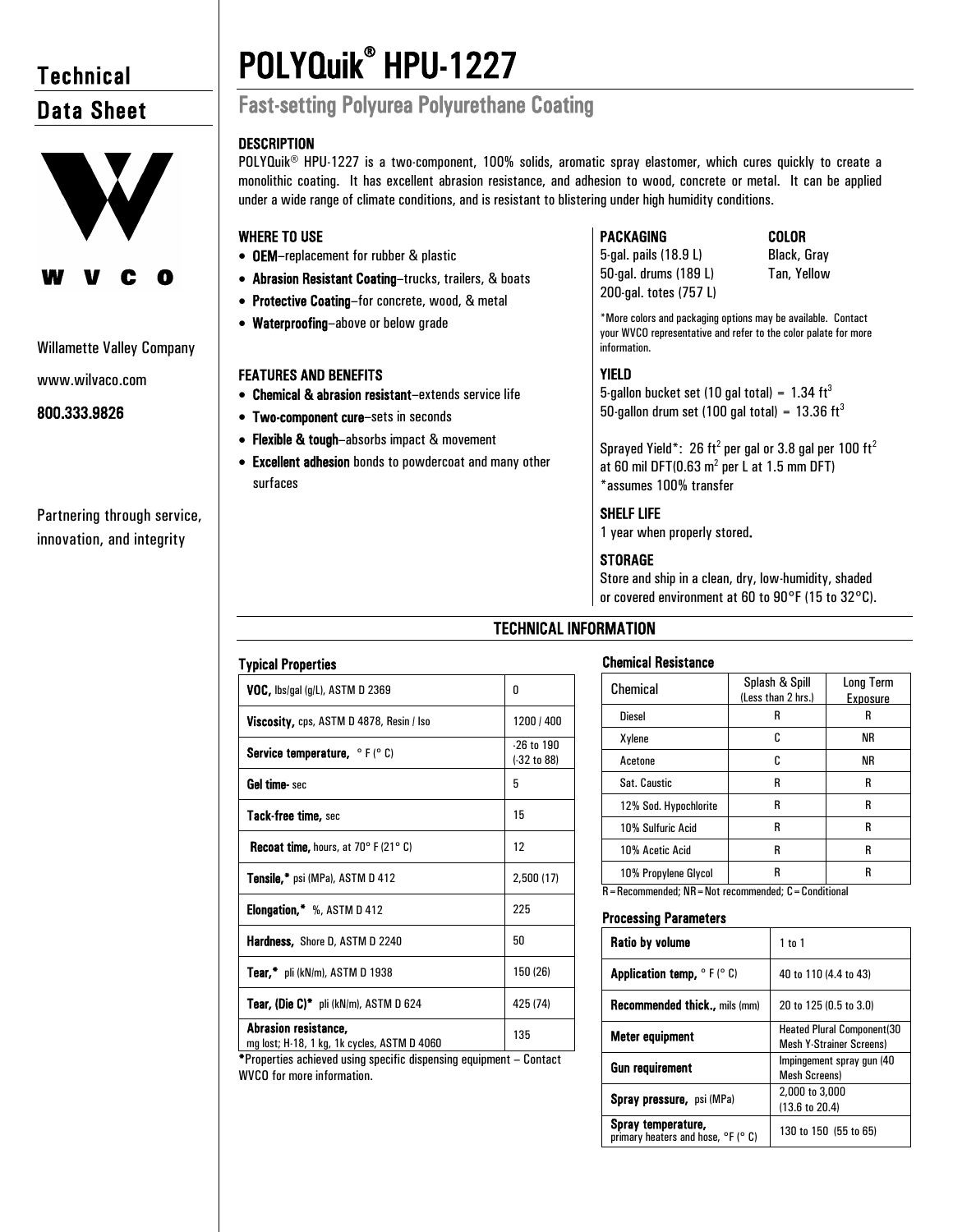# POLYQuik® HPU-1227

## Fast-setting Polyurea Polyurethane Coating

Technical Data Sheet

Willamette Valley Company

www.wilvaco.com

**800.333.9826**

Partnering through service, innovation, and integrity

### DESCRIPTION

POLYQuik® HPU-1227 is a two-component, 100% solids, aromatic spray elastomer, which cures quickly to create a monolithic coating. It has excellent abrasion resistance, and adhesion to wood, concrete or metal. It can be applied under a wide range of climate conditions, and is resistant to blistering under high humidity conditions.

### WHERE TO USE

- **OEM**–replacement for rubber & plastic
- **Abrasion Resistant Coating**–trucks, trailers, & boats
- **Protective Coating**–for concrete, wood, & metal
- **Waterproofing**–above or below grade

### FEATURES AND BENEFITS

- **Chemical & abrasion resistant**–extends service life
- **Two-component cure**–sets in seconds
- **Flexible & tough**–absorbs impact & movement
- **Excellent adhesion** bonds to powdercoat and many other surfaces

### PACKAGING

5-gal. pails (18.9 L)
50-gal. drums (189 L)
200-gal. totes (757 L)

### COLOR

Black, Gray
Tan, Yellow

*More colors and packaging options may be available. Contact your WVCO representative and refer to the color palate for more information.

### YIELD

5-gallon bucket set (10 gal total) = 1.34 ft$^3$
50-gallon drum set (100 gal total) = 13.36 ft$^3$

Sprayed Yield*: 26 ft$^2$ per gal or 3.8 gal per 100 ft$^2$ at 60 mil DFT(0.63 m$^2$ per L at 1.5 mm DFT)
*assumes 100% transfer

### SHELF LIFE

1 year when properly stored.

### STORAGE

Store and ship in a clean, dry, low-humidity, shaded or covered environment at 60 to 90°F (15 to 32°C).

## TECHNICAL INFORMATION

### Typical Properties

| Property | Value |
|---|---|
| **VOC,** lbs/gal (g/L), ASTM D 2369 | 0 |
| **Viscosity,** cps, ASTM D 4878, Resin / Iso | 1200 / 400 |
| **Service temperature,** ° F (° C) | -26 to 190 (-32 to 88) |
| **Gel time-** sec | 5 |
| **Tack-free time,** sec | 15 |
| **Recoat time,** hours, at 70° F (21° C) | 12 |
| **Tensile,*** psi (MPa), ASTM D 412 | 2,500 (17) |
| **Elongation,*** %, ASTM D 412 | 225 |
| **Hardness,** Shore D, ASTM D 2240 | 50 |
| **Tear,*** pli (kN/m), ASTM D 1938 | 150 (26) |
| **Tear, (Die C)*** pli (kN/m), ASTM D 624 | 425 (74) |
| **Abrasion resistance,** mg lost; H-18, 1 kg, 1k cycles, ASTM D 4060 | 135 |

*Properties achieved using specific dispensing equipment – Contact WVCO for more information.

### Chemical Resistance

| Chemical | Splash & Spill (Less than 2 hrs.) | Long Term Exposure |
|---|---|---|
| Diesel | R | R |
| Xylene | C | NR |
| Acetone | C | NR |
| Sat. Caustic | R | R |
| 12% Sod. Hypochlorite | R | R |
| 10% Sulfuric Acid | R | R |
| 10% Acetic Acid | R | R |
| 10% Propylene Glycol | R | R |

R = Recommended; NR = Not recommended; C = Conditional

### Processing Parameters

| Parameter | Value |
|---|---|
| **Ratio by volume** | 1 to 1 |
| **Application temp,** ° F (° C) | 40 to 110 (4.4 to 43) |
| **Recommended thick.,** mils (mm) | 20 to 125 (0.5 to 3.0) |
| **Meter equipment** | Heated Plural Component(30 Mesh Y-Strainer Screens) |
| **Gun requirement** | Impingement spray gun (40 Mesh Screens) |
| **Spray pressure,** psi (MPa) | 2,000 to 3,000 (13.6 to 20.4) |
| **Spray temperature,** primary heaters and hose, °F (° C) | 130 to 150 (55 to 65) |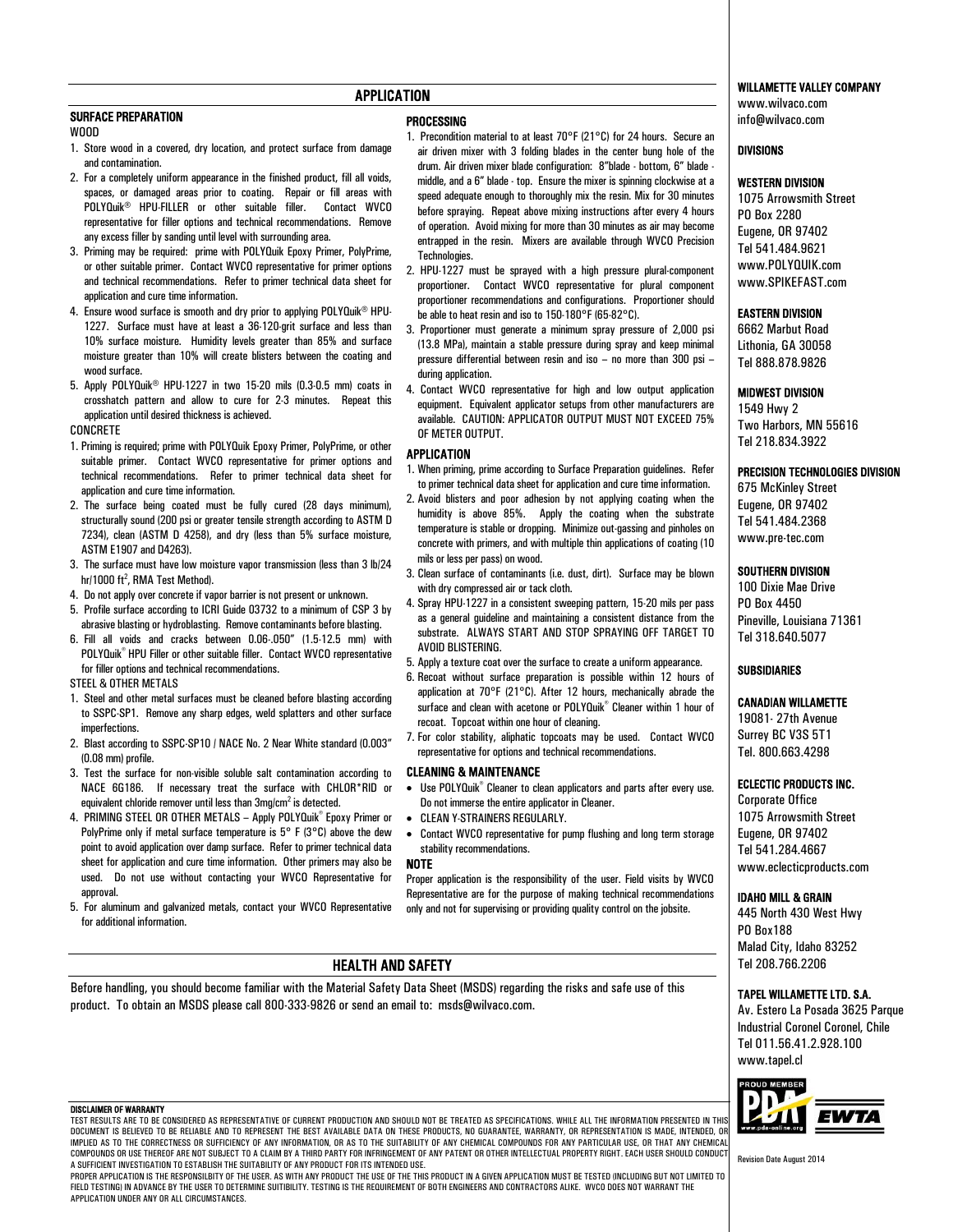## APPLICATION

### SURFACE PREPARATION

WOOD

1. Store wood in a covered, dry location, and protect surface from damage and contamination.
2. For a completely uniform appearance in the finished product, fill all voids, spaces, or damaged areas prior to coating. Repair or fill areas with POLYQuik® HPU-FILLER or other suitable filler. Contact WVCO representative for filler options and technical recommendations. Remove any excess filler by sanding until level with surrounding area.
3. Priming may be required: prime with POLYQuik Epoxy Primer, PolyPrime, or other suitable primer. Contact WVCO representative for primer options and technical recommendations. Refer to primer technical data sheet for application and cure time information.
4. Ensure wood surface is smooth and dry prior to applying POLYQuik® HPU-1227. Surface must have at least a 36-120-grit surface and less than 10% surface moisture. Humidity levels greater than 85% and surface moisture greater than 10% will create blisters between the coating and wood surface.
5. Apply POLYQuik® HPU-1227 in two 15-20 mils (0.3-0.5 mm) coats in crosshatch pattern and allow to cure for 2-3 minutes. Repeat this application until desired thickness is achieved.

CONCRETE

1. Priming is required; prime with POLYQuik Epoxy Primer, PolyPrime, or other suitable primer. Contact WVCO representative for primer options and technical recommendations. Refer to primer technical data sheet for application and cure time information.
2. The surface being coated must be fully cured (28 days minimum), structurally sound (200 psi or greater tensile strength according to ASTM D 7234), clean (ASTM D 4258), and dry (less than 5% surface moisture, ASTM E1907 and D4263).
3. The surface must have low moisture vapor transmission (less than 3 lb/24 hr/1000 ft$^2$, RMA Test Method).
4. Do not apply over concrete if vapor barrier is not present or unknown.
5. Profile surface according to ICRI Guide 03732 to a minimum of CSP 3 by abrasive blasting or hydroblasting. Remove contaminants before blasting.
6. Fill all voids and cracks between 0.06-.050" (1.5-12.5 mm) with POLYQuik® HPU Filler or other suitable filler. Contact WVCO representative for filler options and technical recommendations.

STEEL & OTHER METALS

1. Steel and other metal surfaces must be cleaned before blasting according to SSPC-SP1. Remove any sharp edges, weld splatters and other surface imperfections.
2. Blast according to SSPC-SP10 / NACE No. 2 Near White standard (0.003" (0.08 mm) profile.
3. Test the surface for non-visible soluble salt contamination according to NACE 6G186. If necessary treat the surface with CHLOR*RID or equivalent chloride remover until less than 3mg/cm$^2$ is detected.
4. PRIMING STEEL OR OTHER METALS – Apply POLYQuik® Epoxy Primer or PolyPrime only if metal surface temperature is 5° F (3°C) above the dew point to avoid application over damp surface. Refer to primer technical data sheet for application and cure time information. Other primers may also be used. Do not use without contacting your WVCO Representative for approval.
5. For aluminum and galvanized metals, contact your WVCO Representative for additional information.

### PROCESSING

1. Precondition material to at least 70°F (21°C) for 24 hours. Secure an air driven mixer with 3 folding blades in the center bung hole of the drum. Air driven mixer blade configuration: 8"blade - bottom, 6" blade - middle, and a 6" blade - top. Ensure the mixer is spinning clockwise at a speed adequate enough to thoroughly mix the resin. Mix for 30 minutes before spraying. Repeat above mixing instructions after every 4 hours of operation. Avoid mixing for more than 30 minutes as air may become entrapped in the resin. Mixers are available through WVCO Precision Technologies.
2. HPU-1227 must be sprayed with a high pressure plural-component proportioner. Contact WVCO representative for plural component proportioner recommendations and configurations. Proportioner should be able to heat resin and iso to 150-180°F (65-82°C).
3. Proportioner must generate a minimum spray pressure of 2,000 psi (13.8 MPa), maintain a stable pressure during spray and keep minimal pressure differential between resin and iso – no more than 300 psi – during application.
4. Contact WVCO representative for high and low output application equipment. Equivalent applicator setups from other manufacturers are available. CAUTION: APPLICATOR OUTPUT MUST NOT EXCEED 75% OF METER OUTPUT.

### APPLICATION

1. When priming, prime according to Surface Preparation guidelines. Refer to primer technical data sheet for application and cure time information.
2. Avoid blisters and poor adhesion by not applying coating when the humidity is above 85%. Apply the coating when the substrate temperature is stable or dropping. Minimize out-gassing and pinholes on concrete with primers, and with multiple thin applications of coating (10 mils or less per pass) on wood.
3. Clean surface of contaminants (i.e. dust, dirt). Surface may be blown with dry compressed air or tack cloth.
4. Spray HPU-1227 in a consistent sweeping pattern, 15-20 mils per pass as a general guideline and maintaining a consistent distance from the substrate. ALWAYS START AND STOP SPRAYING OFF TARGET TO AVOID BLISTERING.
5. Apply a texture coat over the surface to create a uniform appearance.
6. Recoat without surface preparation is possible within 12 hours of application at 70°F (21°C). After 12 hours, mechanically abrade the surface and clean with acetone or POLYQuik® Cleaner within 1 hour of recoat. Topcoat within one hour of cleaning.
7. For color stability, aliphatic topcoats may be used. Contact WVCO representative for options and technical recommendations.

### CLEANING & MAINTENANCE

- Use POLYQuik® Cleaner to clean applicators and parts after every use. Do not immerse the entire applicator in Cleaner.
- CLEAN Y-STRAINERS REGULARLY.
- Contact WVCO representative for pump flushing and long term storage stability recommendations.

### NOTE

Proper application is the responsibility of the user. Field visits by WVCO Representative are for the purpose of making technical recommendations only and not for supervising or providing quality control on the jobsite.

## HEALTH AND SAFETY

Before handling, you should become familiar with the Material Safety Data Sheet (MSDS) regarding the risks and safe use of this product. To obtain an MSDS please call 800-333-9826 or send an email to: msds@wilvaco.com.

**DISCLAIMER OF WARRANTY**

TEST RESULTS ARE TO BE CONSIDERED AS REPRESENTATIVE OF CURRENT PRODUCTION AND SHOULD NOT BE TREATED AS SPECIFICATIONS. WHILE ALL THE INFORMATION PRESENTED IN THIS DOCUMENT IS BELIEVED TO BE RELIABLE AND TO REPRESENT THE BEST AVAILABLE DATA ON THESE PRODUCTS, NO GUARANTEE, WARRANTY, OR REPRESENTATION IS MADE, INTENDED, OR IMPLIED AS TO THE CORRECTNESS OR SUFFICIENCY OF ANY INFORMATION, OR AS TO THE SUITABILITY OF ANY CHEMICAL COMPOUNDS FOR ANY PARTICULAR USE, OR THAT ANY CHEMICAL COMPOUNDS OR USE THEREOF ARE NOT SUBJECT TO A CLAIM BY A THIRD PARTY FOR INFRINGEMENT OF ANY PATENT OR OTHER INTELLECTUAL PROPERTY RIGHT. EACH USER SHOULD CONDUCT A SUFFICIENT INVESTIGATION TO ESTABLISH THE SUITABILITY OF ANY PRODUCT FOR ITS INTENDED USE.

PROPER APPLICATION IS THE RESPONSILBITY OF THE USER. AS WITH ANY PRODUCT THE USE OF THE THIS PRODUCT IN A GIVEN APPLICATION MUST BE TESTED (INCLUDING BUT NOT LIMITED TO FIELD TESTING) IN ADVANCE BY THE USER TO DETERMINE SUITIBILITY. TESTING IS THE REQUIREMENT OF BOTH ENGINEERS AND CONTRACTORS ALIKE. WVCO DOES NOT WARRANT THE APPLICATION UNDER ANY OR ALL CIRCUMSTANCES.

**WILLAMETTE VALLEY COMPANY**
www.wilvaco.com
info@wilvaco.com

**DIVISIONS**

**WESTERN DIVISION**
1075 Arrowsmith Street
PO Box 2280
Eugene, OR 97402
Tel 541.484.9621
www.POLYQUIK.com
www.SPIKEFAST.com

**EASTERN DIVISION**
6662 Marbut Road
Lithonia, GA 30058
Tel 888.878.9826

**MIDWEST DIVISION**
1549 Hwy 2
Two Harbors, MN 55616
Tel 218.834.3922

**PRECISION TECHNOLOGIES DIVISION**
675 McKinley Street
Eugene, OR 97402
Tel 541.484.2368
www.pre-tec.com

**SOUTHERN DIVISION**
100 Dixie Mae Drive
PO Box 4450
Pineville, Louisiana 71361
Tel 318.640.5077

**SUBSIDIARIES**

**CANADIAN WILLAMETTE**
19081- 27th Avenue
Surrey BC V3S 5T1
Tel. 800.663.4298

**ECLECTIC PRODUCTS INC.**
Corporate Office
1075 Arrowsmith Street
Eugene, OR 97402
Tel 541.284.4667
www.eclecticproducts.com

**IDAHO MILL & GRAIN**
445 North 430 West Hwy
PO Box188
Malad City, Idaho 83252
Tel 208.766.2206

**TAPEL WILLAMETTE LTD. S.A.**
Av. Estero La Posada 3625 Parque Industrial Coronel Coronel, Chile
Tel 011.56.41.2.928.100
www.tapel.cl

PROUD MEMBER PDA www.pda-online.org EWTA

Revision Date August 2014